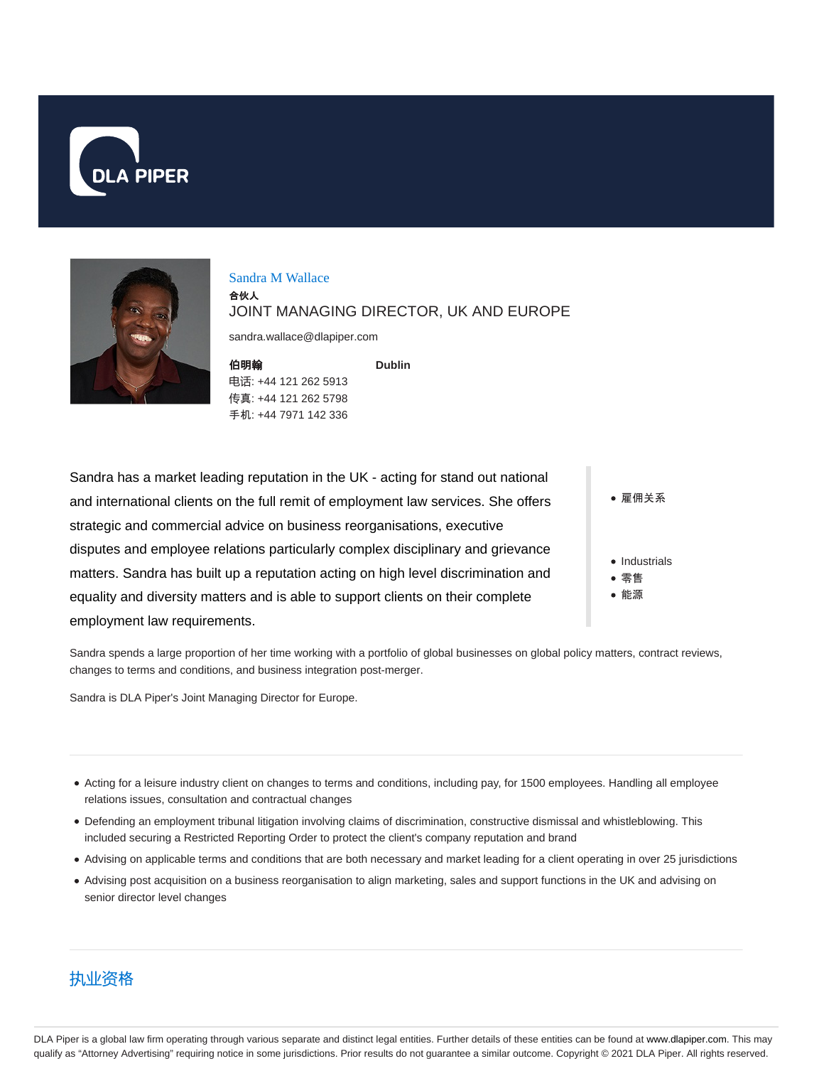DLA PIPER

Sandra M Wallace

**合伙人**

JOINT MANAGING DIRECTOR, UK AND EUROPE

sandra.wallace@dlapiper.com

**伯明翰**

电话: +44 121 262 5913

传真: +44 121 262 5798

手机: +44 7971 142 336

**Dublin**

Sandra has a market leading reputation in the UK - acting for stand out national and international clients on the full remit of employment law services. She offers strategic and commercial advice on business reorganisations, executive disputes and employee relations particularly complex disciplinary and grievance matters. Sandra has built up a reputation acting on high level discrimination and equality and diversity matters and is able to support clients on their complete employment law requirements.

- 雇佣关系

- Industrials
- 零售
- 能源

Sandra spends a large proportion of her time working with a portfolio of global businesses on global policy matters, contract reviews, changes to terms and conditions, and business integration post-merger.

Sandra is DLA Piper's Joint Managing Director for Europe.

- Acting for a leisure industry client on changes to terms and conditions, including pay, for 1500 employees. Handling all employee relations issues, consultation and contractual changes
- Defending an employment tribunal litigation involving claims of discrimination, constructive dismissal and whistleblowing. This included securing a Restricted Reporting Order to protect the client's company reputation and brand
- Advising on applicable terms and conditions that are both necessary and market leading for a client operating in over 25 jurisdictions
- Advising post acquisition on a business reorganisation to align marketing, sales and support functions in the UK and advising on senior director level changes

## 执业资格

DLA Piper is a global law firm operating through various separate and distinct legal entities. Further details of these entities can be found at www.dlapiper.com. This may qualify as "Attorney Advertising" requiring notice in some jurisdictions. Prior results do not guarantee a similar outcome. Copyright © 2021 DLA Piper. All rights reserved.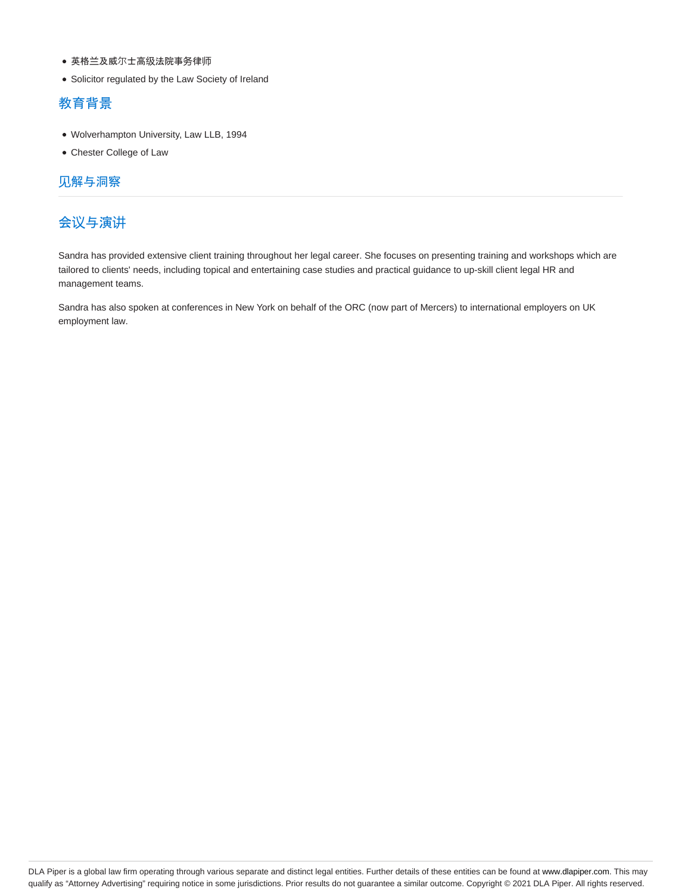- 英格兰及威尔士高级法院事务律师
- Solicitor regulated by the Law Society of Ireland

## 教育背景

- Wolverhampton University, Law LLB, 1994
- Chester College of Law

## 见解与洞察

---

## 会议与演讲

Sandra has provided extensive client training throughout her legal career. She focuses on presenting training and workshops which are tailored to clients' needs, including topical and entertaining case studies and practical guidance to up-skill client legal HR and management teams.

Sandra has also spoken at conferences in New York on behalf of the ORC (now part of Mercers) to international employers on UK employment law.

DLA Piper is a global law firm operating through various separate and distinct legal entities. Further details of these entities can be found at www.dlapiper.com. This may qualify as "Attorney Advertising" requiring notice in some jurisdictions. Prior results do not guarantee a similar outcome. Copyright © 2021 DLA Piper. All rights reserved.